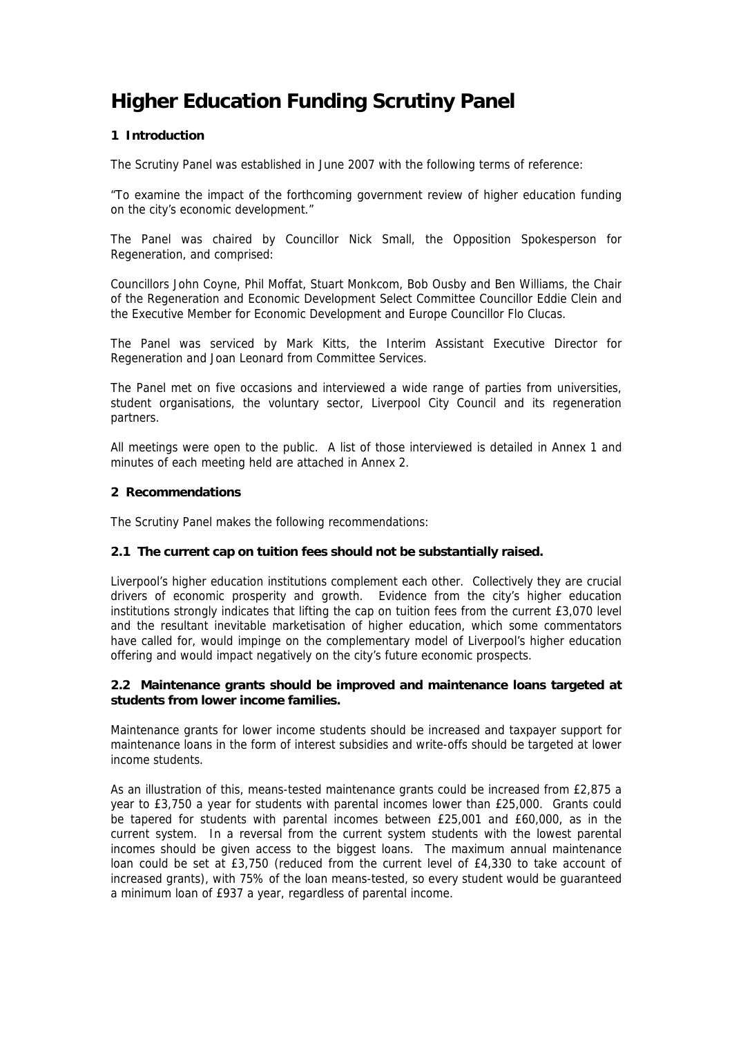# Higher Education Funding Scrutiny Panel

## 1 Introduction

The Scrutiny Panel was established in June 2007 with the following terms of reference:

"To examine the impact of the forthcoming government review of higher education funding on the city's economic development."

The Panel was chaired by Councillor Nick Small, the Opposition Spokesperson for Regeneration, and comprised:

Councillors John Coyne, Phil Moffat, Stuart Monkcom, Bob Ousby and Ben Williams, the Chair of the Regeneration and Economic Development Select Committee Councillor Eddie Clein and the Executive Member for Economic Development and Europe Councillor Flo Clucas.

The Panel was serviced by Mark Kitts, the Interim Assistant Executive Director for Regeneration and Joan Leonard from Committee Services.

The Panel met on five occasions and interviewed a wide range of parties from universities, student organisations, the voluntary sector, Liverpool City Council and its regeneration partners.

All meetings were open to the public. A list of those interviewed is detailed in Annex 1 and minutes of each meeting held are attached in Annex 2.

## 2 Recommendations

The Scrutiny Panel makes the following recommendations:

### 2.1 The current cap on tuition fees should not be substantially raised.

Liverpool's higher education institutions complement each other. Collectively they are crucial drivers of economic prosperity and growth. Evidence from the city's higher education institutions strongly indicates that lifting the cap on tuition fees from the current £3,070 level and the resultant inevitable marketisation of higher education, which some commentators have called for, would impinge on the complementary model of Liverpool's higher education offering and would impact negatively on the city's future economic prospects.

### 2.2 Maintenance grants should be improved and maintenance loans targeted at students from lower income families.

Maintenance grants for lower income students should be increased and taxpayer support for maintenance loans in the form of interest subsidies and write-offs should be targeted at lower income students.

As an illustration of this, means-tested maintenance grants could be increased from £2,875 a year to £3,750 a year for students with parental incomes lower than £25,000. Grants could be tapered for students with parental incomes between £25,001 and £60,000, as in the current system. In a reversal from the current system students with the lowest parental incomes should be given access to the biggest loans. The maximum annual maintenance loan could be set at £3,750 (reduced from the current level of £4,330 to take account of increased grants), with 75% of the loan means-tested, so every student would be guaranteed a minimum loan of £937 a year, regardless of parental income.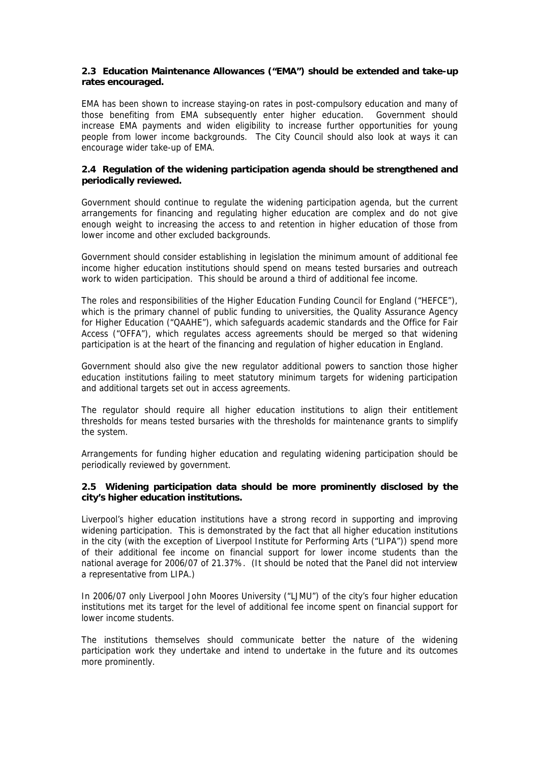### 2.3 Education Maintenance Allowances ("EMA") should be extended and take-up rates encouraged.

EMA has been shown to increase staying-on rates in post-compulsory education and many of those benefiting from EMA subsequently enter higher education. Government should increase EMA payments and widen eligibility to increase further opportunities for young people from lower income backgrounds. The City Council should also look at ways it can encourage wider take-up of EMA.

### 2.4 Regulation of the widening participation agenda should be strengthened and periodically reviewed.

Government should continue to regulate the widening participation agenda, but the current arrangements for financing and regulating higher education are complex and do not give enough weight to increasing the access to and retention in higher education of those from lower income and other excluded backgrounds.

Government should consider establishing in legislation the minimum amount of additional fee income higher education institutions should spend on means tested bursaries and outreach work to widen participation. This should be around a third of additional fee income.

The roles and responsibilities of the Higher Education Funding Council for England ("HEFCE"), which is the primary channel of public funding to universities, the Quality Assurance Agency for Higher Education ("QAAHE"), which safeguards academic standards and the Office for Fair Access ("OFFA"), which regulates access agreements should be merged so that widening participation is at the heart of the financing and regulation of higher education in England.

Government should also give the new regulator additional powers to sanction those higher education institutions failing to meet statutory minimum targets for widening participation and additional targets set out in access agreements.

The regulator should require all higher education institutions to align their entitlement thresholds for means tested bursaries with the thresholds for maintenance grants to simplify the system.

Arrangements for funding higher education and regulating widening participation should be periodically reviewed by government.

### 2.5 Widening participation data should be more prominently disclosed by the city's higher education institutions.

Liverpool's higher education institutions have a strong record in supporting and improving widening participation. This is demonstrated by the fact that all higher education institutions in the city (with the exception of Liverpool Institute for Performing Arts ("LIPA")) spend more of their additional fee income on financial support for lower income students than the national average for 2006/07 of 21.37%. (It should be noted that the Panel did not interview a representative from LIPA.)

In 2006/07 only Liverpool John Moores University ("LJMU") of the city's four higher education institutions met its target for the level of additional fee income spent on financial support for lower income students.

The institutions themselves should communicate better the nature of the widening participation work they undertake and intend to undertake in the future and its outcomes more prominently.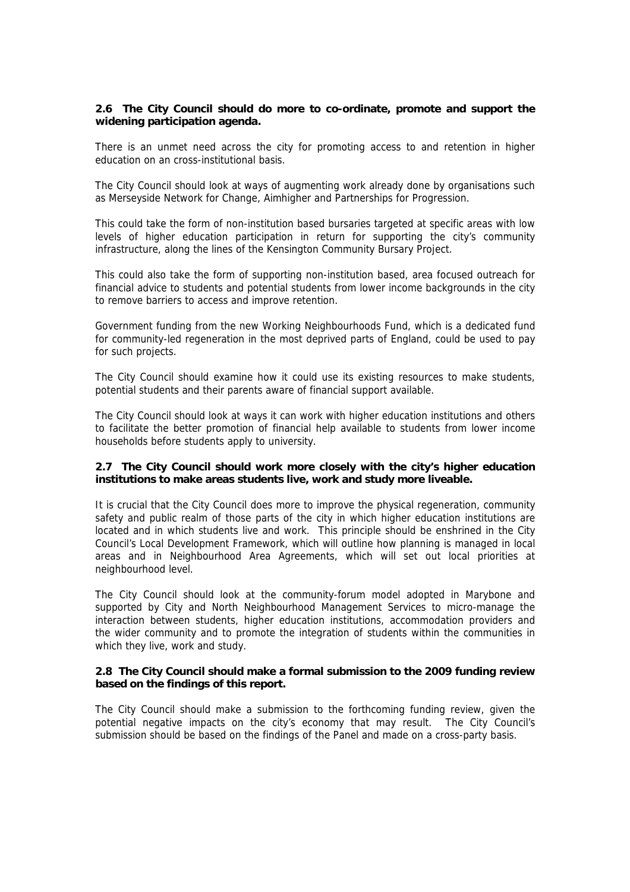**2.6 The City Council should do more to co-ordinate, promote and support the widening participation agenda.**

There is an unmet need across the city for promoting access to and retention in higher education on an cross-institutional basis.

The City Council should look at ways of augmenting work already done by organisations such as Merseyside Network for Change, Aimhigher and Partnerships for Progression.

This could take the form of non-institution based bursaries targeted at specific areas with low levels of higher education participation in return for supporting the city's community infrastructure, along the lines of the Kensington Community Bursary Project.

This could also take the form of supporting non-institution based, area focused outreach for financial advice to students and potential students from lower income backgrounds in the city to remove barriers to access and improve retention.

Government funding from the new Working Neighbourhoods Fund, which is a dedicated fund for community-led regeneration in the most deprived parts of England, could be used to pay for such projects.

The City Council should examine how it could use its existing resources to make students, potential students and their parents aware of financial support available.

The City Council should look at ways it can work with higher education institutions and others to facilitate the better promotion of financial help available to students from lower income households before students apply to university.

**2.7 The City Council should work more closely with the city's higher education institutions to make areas students live, work and study more liveable.**

It is crucial that the City Council does more to improve the physical regeneration, community safety and public realm of those parts of the city in which higher education institutions are located and in which students live and work. This principle should be enshrined in the City Council's Local Development Framework, which will outline how planning is managed in local areas and in Neighbourhood Area Agreements, which will set out local priorities at neighbourhood level.

The City Council should look at the community-forum model adopted in Marybone and supported by City and North Neighbourhood Management Services to micro-manage the interaction between students, higher education institutions, accommodation providers and the wider community and to promote the integration of students within the communities in which they live, work and study.

**2.8 The City Council should make a formal submission to the 2009 funding review based on the findings of this report.**

The City Council should make a submission to the forthcoming funding review, given the potential negative impacts on the city's economy that may result. The City Council's submission should be based on the findings of the Panel and made on a cross-party basis.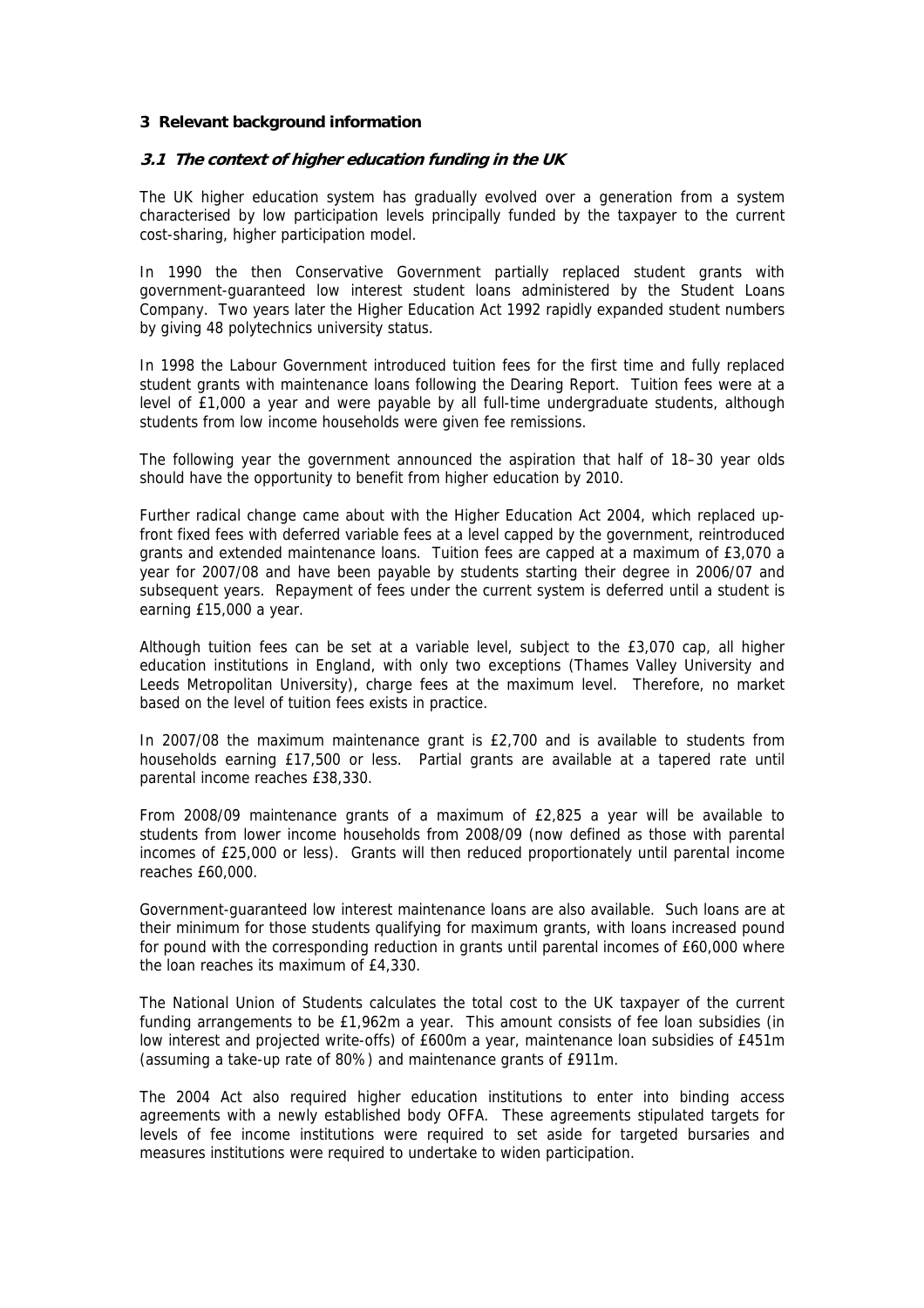## 3 Relevant background information

### *3.1 The context of higher education funding in the UK*

The UK higher education system has gradually evolved over a generation from a system characterised by low participation levels principally funded by the taxpayer to the current cost-sharing, higher participation model.

In 1990 the then Conservative Government partially replaced student grants with government-guaranteed low interest student loans administered by the Student Loans Company. Two years later the Higher Education Act 1992 rapidly expanded student numbers by giving 48 polytechnics university status.

In 1998 the Labour Government introduced tuition fees for the first time and fully replaced student grants with maintenance loans following the Dearing Report. Tuition fees were at a level of £1,000 a year and were payable by all full-time undergraduate students, although students from low income households were given fee remissions.

The following year the government announced the aspiration that half of 18–30 year olds should have the opportunity to benefit from higher education by 2010.

Further radical change came about with the Higher Education Act 2004, which replaced up-front fixed fees with deferred variable fees at a level capped by the government, reintroduced grants and extended maintenance loans. Tuition fees are capped at a maximum of £3,070 a year for 2007/08 and have been payable by students starting their degree in 2006/07 and subsequent years. Repayment of fees under the current system is deferred until a student is earning £15,000 a year.

Although tuition fees can be set at a variable level, subject to the £3,070 cap, all higher education institutions in England, with only two exceptions (Thames Valley University and Leeds Metropolitan University), charge fees at the maximum level. Therefore, no market based on the level of tuition fees exists in practice.

In 2007/08 the maximum maintenance grant is £2,700 and is available to students from households earning £17,500 or less. Partial grants are available at a tapered rate until parental income reaches £38,330.

From 2008/09 maintenance grants of a maximum of £2,825 a year will be available to students from lower income households from 2008/09 (now defined as those with parental incomes of £25,000 or less). Grants will then reduced proportionately until parental income reaches £60,000.

Government-guaranteed low interest maintenance loans are also available. Such loans are at their minimum for those students qualifying for maximum grants, with loans increased pound for pound with the corresponding reduction in grants until parental incomes of £60,000 where the loan reaches its maximum of £4,330.

The National Union of Students calculates the total cost to the UK taxpayer of the current funding arrangements to be £1,962m a year. This amount consists of fee loan subsidies (in low interest and projected write-offs) of £600m a year, maintenance loan subsidies of £451m (assuming a take-up rate of 80%) and maintenance grants of £911m.

The 2004 Act also required higher education institutions to enter into binding access agreements with a newly established body OFFA. These agreements stipulated targets for levels of fee income institutions were required to set aside for targeted bursaries and measures institutions were required to undertake to widen participation.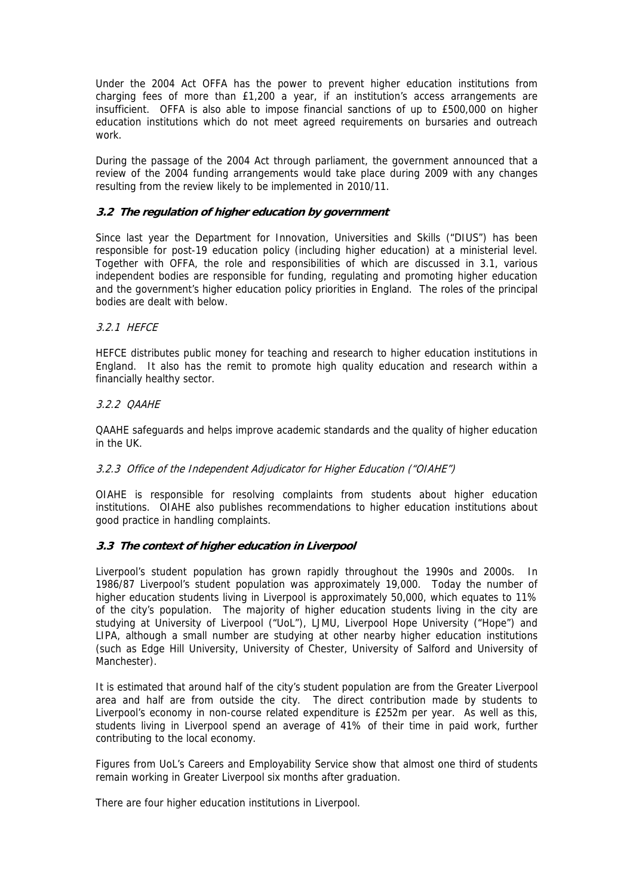Under the 2004 Act OFFA has the power to prevent higher education institutions from charging fees of more than £1,200 a year, if an institution's access arrangements are insufficient. OFFA is also able to impose financial sanctions of up to £500,000 on higher education institutions which do not meet agreed requirements on bursaries and outreach work.

During the passage of the 2004 Act through parliament, the government announced that a review of the 2004 funding arrangements would take place during 2009 with any changes resulting from the review likely to be implemented in 2010/11.

### *3.2 The regulation of higher education by government*

Since last year the Department for Innovation, Universities and Skills ("DIUS") has been responsible for post-19 education policy (including higher education) at a ministerial level. Together with OFFA, the role and responsibilities of which are discussed in 3.1, various independent bodies are responsible for funding, regulating and promoting higher education and the government's higher education policy priorities in England. The roles of the principal bodies are dealt with below.

#### *3.2.1 HEFCE*

HEFCE distributes public money for teaching and research to higher education institutions in England. It also has the remit to promote high quality education and research within a financially healthy sector.

#### *3.2.2 QAAHE*

QAAHE safeguards and helps improve academic standards and the quality of higher education in the UK.

#### *3.2.3 Office of the Independent Adjudicator for Higher Education ("OIAHE")*

OIAHE is responsible for resolving complaints from students about higher education institutions. OIAHE also publishes recommendations to higher education institutions about good practice in handling complaints.

### *3.3 The context of higher education in Liverpool*

Liverpool's student population has grown rapidly throughout the 1990s and 2000s. In 1986/87 Liverpool's student population was approximately 19,000. Today the number of higher education students living in Liverpool is approximately 50,000, which equates to 11% of the city's population. The majority of higher education students living in the city are studying at University of Liverpool ("UoL"), LJMU, Liverpool Hope University ("Hope") and LIPA, although a small number are studying at other nearby higher education institutions (such as Edge Hill University, University of Chester, University of Salford and University of Manchester).

It is estimated that around half of the city's student population are from the Greater Liverpool area and half are from outside the city. The direct contribution made by students to Liverpool's economy in non-course related expenditure is £252m per year. As well as this, students living in Liverpool spend an average of 41% of their time in paid work, further contributing to the local economy.

Figures from UoL's Careers and Employability Service show that almost one third of students remain working in Greater Liverpool six months after graduation.

There are four higher education institutions in Liverpool.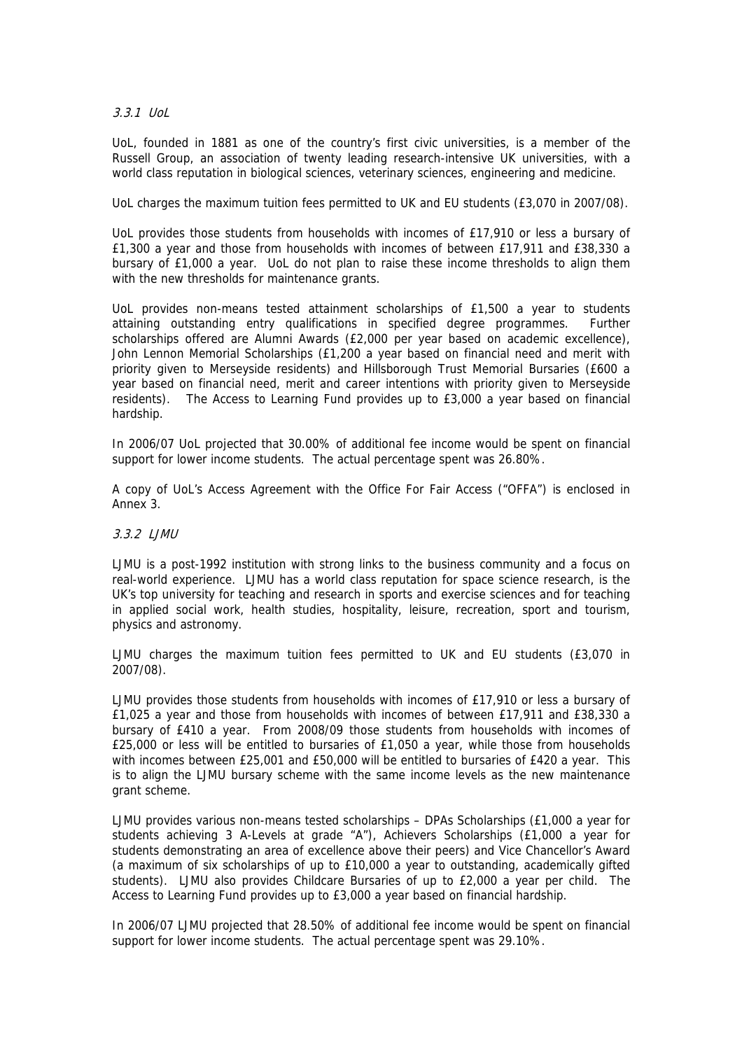#### *3.3.1 UoL*

UoL, founded in 1881 as one of the country's first civic universities, is a member of the Russell Group, an association of twenty leading research-intensive UK universities, with a world class reputation in biological sciences, veterinary sciences, engineering and medicine.

UoL charges the maximum tuition fees permitted to UK and EU students (£3,070 in 2007/08).

UoL provides those students from households with incomes of £17,910 or less a bursary of £1,300 a year and those from households with incomes of between £17,911 and £38,330 a bursary of £1,000 a year. UoL do not plan to raise these income thresholds to align them with the new thresholds for maintenance grants.

UoL provides non-means tested attainment scholarships of £1,500 a year to students attaining outstanding entry qualifications in specified degree programmes. Further scholarships offered are Alumni Awards (£2,000 per year based on academic excellence), John Lennon Memorial Scholarships (£1,200 a year based on financial need and merit with priority given to Merseyside residents) and Hillsborough Trust Memorial Bursaries (£600 a year based on financial need, merit and career intentions with priority given to Merseyside residents). The Access to Learning Fund provides up to £3,000 a year based on financial hardship.

In 2006/07 UoL projected that 30.00% of additional fee income would be spent on financial support for lower income students. The actual percentage spent was 26.80%.

A copy of UoL's Access Agreement with the Office For Fair Access ("OFFA") is enclosed in Annex 3.

#### *3.3.2 LJMU*

LJMU is a post-1992 institution with strong links to the business community and a focus on real-world experience. LJMU has a world class reputation for space science research, is the UK's top university for teaching and research in sports and exercise sciences and for teaching in applied social work, health studies, hospitality, leisure, recreation, sport and tourism, physics and astronomy.

LJMU charges the maximum tuition fees permitted to UK and EU students (£3,070 in 2007/08).

LJMU provides those students from households with incomes of £17,910 or less a bursary of £1,025 a year and those from households with incomes of between £17,911 and £38,330 a bursary of £410 a year. From 2008/09 those students from households with incomes of £25,000 or less will be entitled to bursaries of £1,050 a year, while those from households with incomes between £25,001 and £50,000 will be entitled to bursaries of £420 a year. This is to align the LJMU bursary scheme with the same income levels as the new maintenance grant scheme.

LJMU provides various non-means tested scholarships – DPAs Scholarships (£1,000 a year for students achieving 3 A-Levels at grade "A"), Achievers Scholarships (£1,000 a year for students demonstrating an area of excellence above their peers) and Vice Chancellor's Award (a maximum of six scholarships of up to £10,000 a year to outstanding, academically gifted students). LJMU also provides Childcare Bursaries of up to £2,000 a year per child. The Access to Learning Fund provides up to £3,000 a year based on financial hardship.

In 2006/07 LJMU projected that 28.50% of additional fee income would be spent on financial support for lower income students. The actual percentage spent was 29.10%.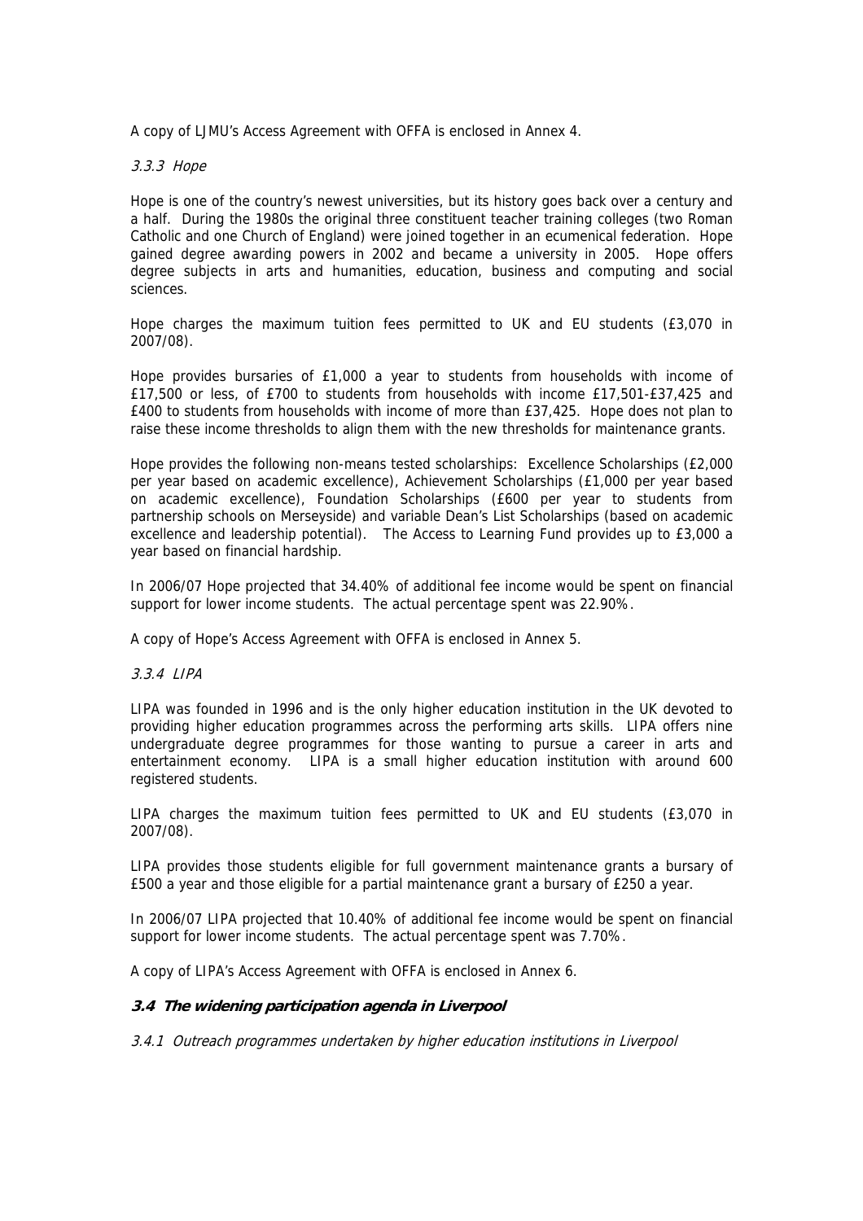A copy of LJMU's Access Agreement with OFFA is enclosed in Annex 4.

#### *3.3.3 Hope*

Hope is one of the country's newest universities, but its history goes back over a century and a half. During the 1980s the original three constituent teacher training colleges (two Roman Catholic and one Church of England) were joined together in an ecumenical federation. Hope gained degree awarding powers in 2002 and became a university in 2005. Hope offers degree subjects in arts and humanities, education, business and computing and social sciences.

Hope charges the maximum tuition fees permitted to UK and EU students (£3,070 in 2007/08).

Hope provides bursaries of £1,000 a year to students from households with income of £17,500 or less, of £700 to students from households with income £17,501-£37,425 and £400 to students from households with income of more than £37,425. Hope does not plan to raise these income thresholds to align them with the new thresholds for maintenance grants.

Hope provides the following non-means tested scholarships: Excellence Scholarships (£2,000 per year based on academic excellence), Achievement Scholarships (£1,000 per year based on academic excellence), Foundation Scholarships (£600 per year to students from partnership schools on Merseyside) and variable Dean's List Scholarships (based on academic excellence and leadership potential). The Access to Learning Fund provides up to £3,000 a year based on financial hardship.

In 2006/07 Hope projected that 34.40% of additional fee income would be spent on financial support for lower income students. The actual percentage spent was 22.90%.

A copy of Hope's Access Agreement with OFFA is enclosed in Annex 5.

#### *3.3.4 LIPA*

LIPA was founded in 1996 and is the only higher education institution in the UK devoted to providing higher education programmes across the performing arts skills. LIPA offers nine undergraduate degree programmes for those wanting to pursue a career in arts and entertainment economy. LIPA is a small higher education institution with around 600 registered students.

LIPA charges the maximum tuition fees permitted to UK and EU students (£3,070 in 2007/08).

LIPA provides those students eligible for full government maintenance grants a bursary of £500 a year and those eligible for a partial maintenance grant a bursary of £250 a year.

In 2006/07 LIPA projected that 10.40% of additional fee income would be spent on financial support for lower income students. The actual percentage spent was 7.70%.

A copy of LIPA's Access Agreement with OFFA is enclosed in Annex 6.

### ***3.4 The widening participation agenda in Liverpool***

#### *3.4.1 Outreach programmes undertaken by higher education institutions in Liverpool*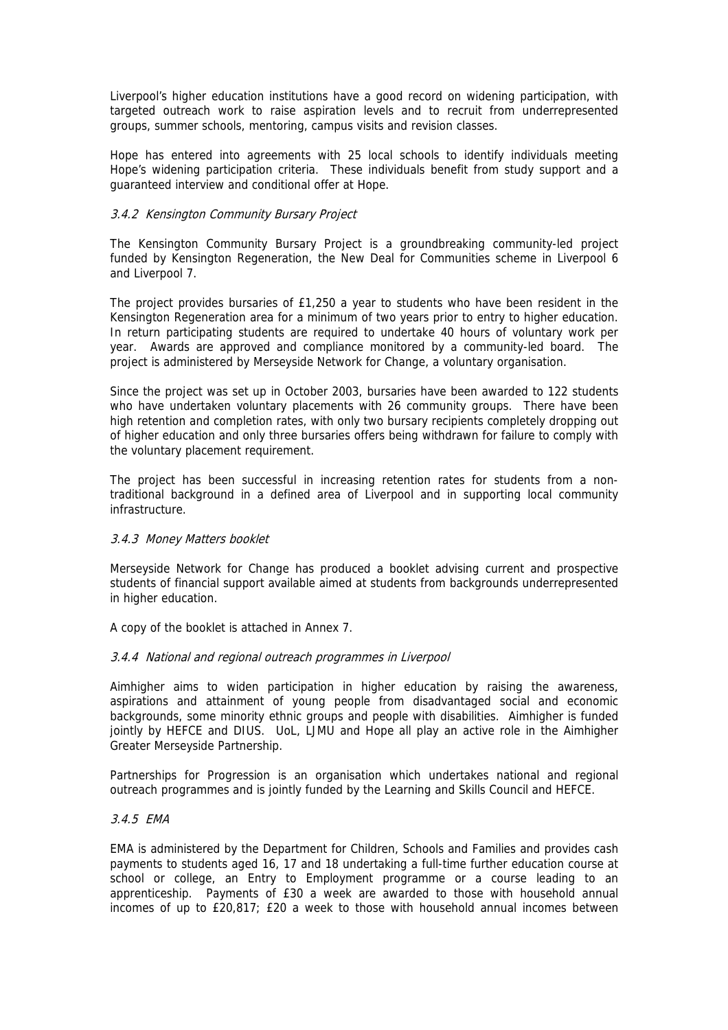Liverpool's higher education institutions have a good record on widening participation, with targeted outreach work to raise aspiration levels and to recruit from underrepresented groups, summer schools, mentoring, campus visits and revision classes.

Hope has entered into agreements with 25 local schools to identify individuals meeting Hope's widening participation criteria. These individuals benefit from study support and a guaranteed interview and conditional offer at Hope.

#### *3.4.2 Kensington Community Bursary Project*

The Kensington Community Bursary Project is a groundbreaking community-led project funded by Kensington Regeneration, the New Deal for Communities scheme in Liverpool 6 and Liverpool 7.

The project provides bursaries of £1,250 a year to students who have been resident in the Kensington Regeneration area for a minimum of two years prior to entry to higher education. In return participating students are required to undertake 40 hours of voluntary work per year. Awards are approved and compliance monitored by a community-led board. The project is administered by Merseyside Network for Change, a voluntary organisation.

Since the project was set up in October 2003, bursaries have been awarded to 122 students who have undertaken voluntary placements with 26 community groups. There have been high retention and completion rates, with only two bursary recipients completely dropping out of higher education and only three bursaries offers being withdrawn for failure to comply with the voluntary placement requirement.

The project has been successful in increasing retention rates for students from a non-traditional background in a defined area of Liverpool and in supporting local community infrastructure.

#### *3.4.3 Money Matters booklet*

Merseyside Network for Change has produced a booklet advising current and prospective students of financial support available aimed at students from backgrounds underrepresented in higher education.

A copy of the booklet is attached in Annex 7.

#### *3.4.4 National and regional outreach programmes in Liverpool*

Aimhigher aims to widen participation in higher education by raising the awareness, aspirations and attainment of young people from disadvantaged social and economic backgrounds, some minority ethnic groups and people with disabilities. Aimhigher is funded jointly by HEFCE and DIUS. UoL, LJMU and Hope all play an active role in the Aimhigher Greater Merseyside Partnership.

Partnerships for Progression is an organisation which undertakes national and regional outreach programmes and is jointly funded by the Learning and Skills Council and HEFCE.

#### *3.4.5 EMA*

EMA is administered by the Department for Children, Schools and Families and provides cash payments to students aged 16, 17 and 18 undertaking a full-time further education course at school or college, an Entry to Employment programme or a course leading to an apprenticeship. Payments of £30 a week are awarded to those with household annual incomes of up to £20,817; £20 a week to those with household annual incomes between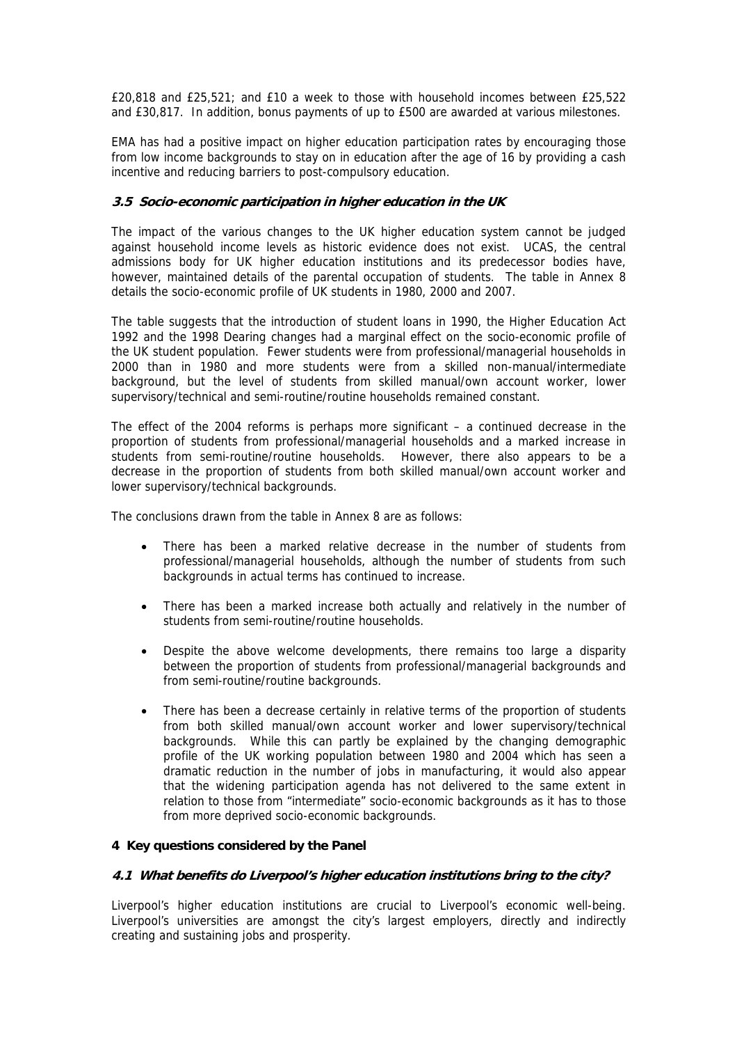£20,818 and £25,521; and £10 a week to those with household incomes between £25,522 and £30,817. In addition, bonus payments of up to £500 are awarded at various milestones.

EMA has had a positive impact on higher education participation rates by encouraging those from low income backgrounds to stay on in education after the age of 16 by providing a cash incentive and reducing barriers to post-compulsory education.

### *3.5 Socio-economic participation in higher education in the UK*

The impact of the various changes to the UK higher education system cannot be judged against household income levels as historic evidence does not exist. UCAS, the central admissions body for UK higher education institutions and its predecessor bodies have, however, maintained details of the parental occupation of students. The table in Annex 8 details the socio-economic profile of UK students in 1980, 2000 and 2007.

The table suggests that the introduction of student loans in 1990, the Higher Education Act 1992 and the 1998 Dearing changes had a marginal effect on the socio-economic profile of the UK student population. Fewer students were from professional/managerial households in 2000 than in 1980 and more students were from a skilled non-manual/intermediate background, but the level of students from skilled manual/own account worker, lower supervisory/technical and semi-routine/routine households remained constant.

The effect of the 2004 reforms is perhaps more significant – a continued decrease in the proportion of students from professional/managerial households and a marked increase in students from semi-routine/routine households. However, there also appears to be a decrease in the proportion of students from both skilled manual/own account worker and lower supervisory/technical backgrounds.

The conclusions drawn from the table in Annex 8 are as follows:

- There has been a marked relative decrease in the number of students from professional/managerial households, although the number of students from such backgrounds in actual terms has continued to increase.
- There has been a marked increase both actually and relatively in the number of students from semi-routine/routine households.
- Despite the above welcome developments, there remains too large a disparity between the proportion of students from professional/managerial backgrounds and from semi-routine/routine backgrounds.
- There has been a decrease certainly in relative terms of the proportion of students from both skilled manual/own account worker and lower supervisory/technical backgrounds. While this can partly be explained by the changing demographic profile of the UK working population between 1980 and 2004 which has seen a dramatic reduction in the number of jobs in manufacturing, it would also appear that the widening participation agenda has not delivered to the same extent in relation to those from "intermediate" socio-economic backgrounds as it has to those from more deprived socio-economic backgrounds.

## 4 Key questions considered by the Panel

### *4.1 What benefits do Liverpool's higher education institutions bring to the city?*

Liverpool's higher education institutions are crucial to Liverpool's economic well-being. Liverpool's universities are amongst the city's largest employers, directly and indirectly creating and sustaining jobs and prosperity.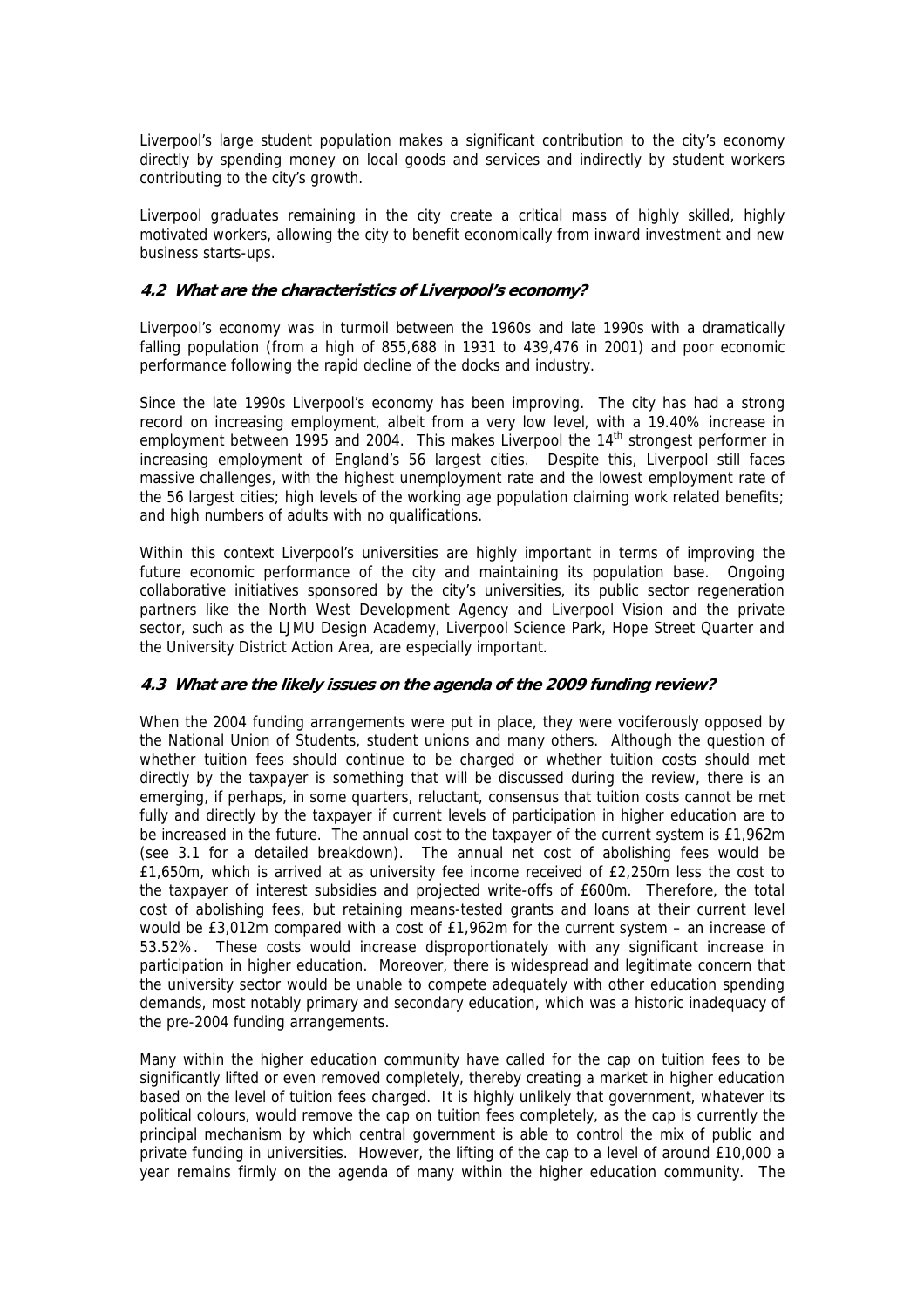Liverpool's large student population makes a significant contribution to the city's economy directly by spending money on local goods and services and indirectly by student workers contributing to the city's growth.

Liverpool graduates remaining in the city create a critical mass of highly skilled, highly motivated workers, allowing the city to benefit economically from inward investment and new business starts-ups.

### *4.2 What are the characteristics of Liverpool's economy?*

Liverpool's economy was in turmoil between the 1960s and late 1990s with a dramatically falling population (from a high of 855,688 in 1931 to 439,476 in 2001) and poor economic performance following the rapid decline of the docks and industry.

Since the late 1990s Liverpool's economy has been improving. The city has had a strong record on increasing employment, albeit from a very low level, with a 19.40% increase in employment between 1995 and 2004. This makes Liverpool the 14th strongest performer in increasing employment of England's 56 largest cities. Despite this, Liverpool still faces massive challenges, with the highest unemployment rate and the lowest employment rate of the 56 largest cities; high levels of the working age population claiming work related benefits; and high numbers of adults with no qualifications.

Within this context Liverpool's universities are highly important in terms of improving the future economic performance of the city and maintaining its population base. Ongoing collaborative initiatives sponsored by the city's universities, its public sector regeneration partners like the North West Development Agency and Liverpool Vision and the private sector, such as the LJMU Design Academy, Liverpool Science Park, Hope Street Quarter and the University District Action Area, are especially important.

### *4.3 What are the likely issues on the agenda of the 2009 funding review?*

When the 2004 funding arrangements were put in place, they were vociferously opposed by the National Union of Students, student unions and many others. Although the question of whether tuition fees should continue to be charged or whether tuition costs should met directly by the taxpayer is something that will be discussed during the review, there is an emerging, if perhaps, in some quarters, reluctant, consensus that tuition costs cannot be met fully and directly by the taxpayer if current levels of participation in higher education are to be increased in the future. The annual cost to the taxpayer of the current system is £1,962m (see 3.1 for a detailed breakdown). The annual net cost of abolishing fees would be £1,650m, which is arrived at as university fee income received of £2,250m less the cost to the taxpayer of interest subsidies and projected write-offs of £600m. Therefore, the total cost of abolishing fees, but retaining means-tested grants and loans at their current level would be £3,012m compared with a cost of £1,962m for the current system – an increase of 53.52%. These costs would increase disproportionately with any significant increase in participation in higher education. Moreover, there is widespread and legitimate concern that the university sector would be unable to compete adequately with other education spending demands, most notably primary and secondary education, which was a historic inadequacy of the pre-2004 funding arrangements.

Many within the higher education community have called for the cap on tuition fees to be significantly lifted or even removed completely, thereby creating a market in higher education based on the level of tuition fees charged. It is highly unlikely that government, whatever its political colours, would remove the cap on tuition fees completely, as the cap is currently the principal mechanism by which central government is able to control the mix of public and private funding in universities. However, the lifting of the cap to a level of around £10,000 a year remains firmly on the agenda of many within the higher education community. The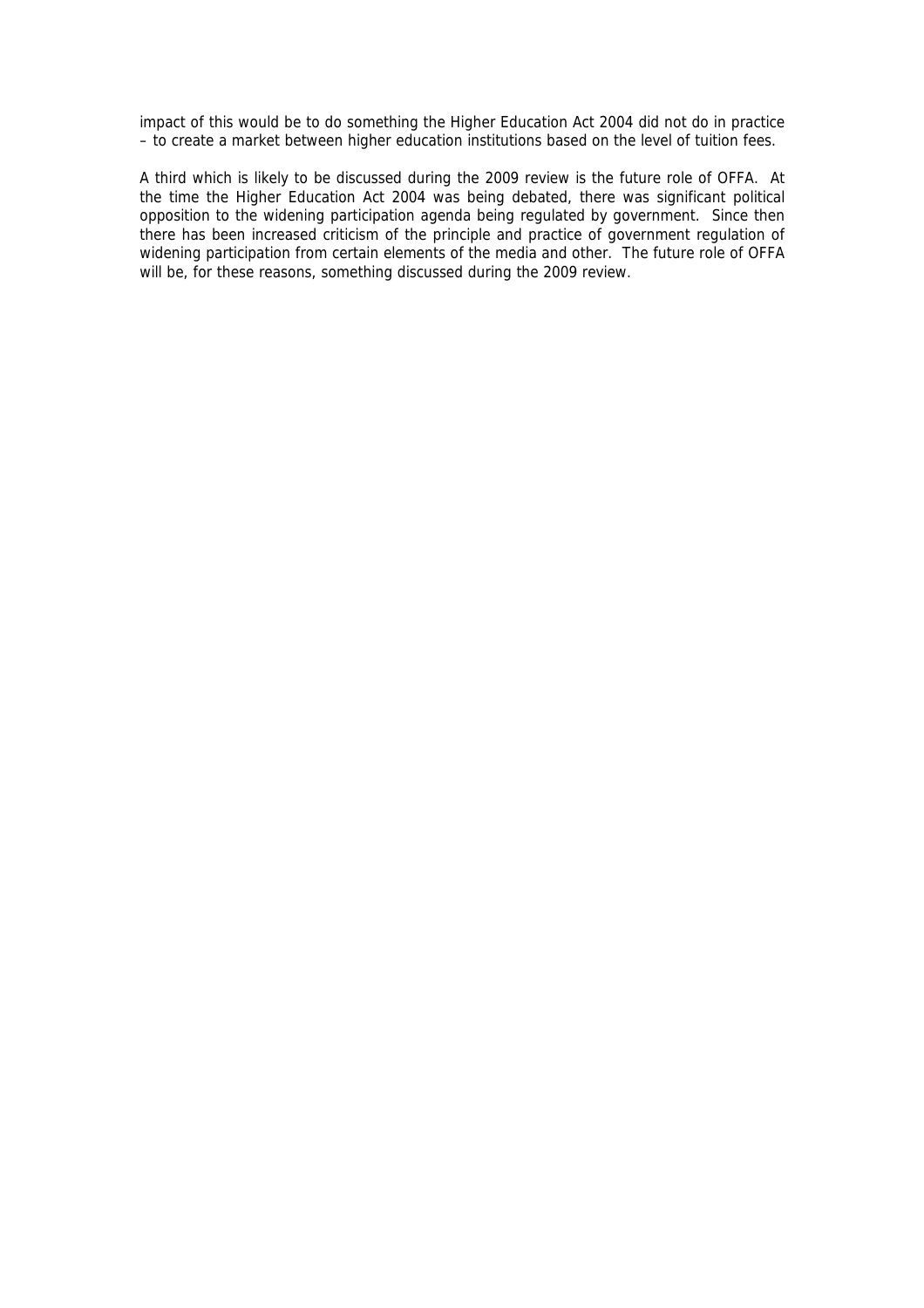impact of this would be to do something the Higher Education Act 2004 did not do in practice – to create a market between higher education institutions based on the level of tuition fees.

A third which is likely to be discussed during the 2009 review is the future role of OFFA. At the time the Higher Education Act 2004 was being debated, there was significant political opposition to the widening participation agenda being regulated by government. Since then there has been increased criticism of the principle and practice of government regulation of widening participation from certain elements of the media and other. The future role of OFFA will be, for these reasons, something discussed during the 2009 review.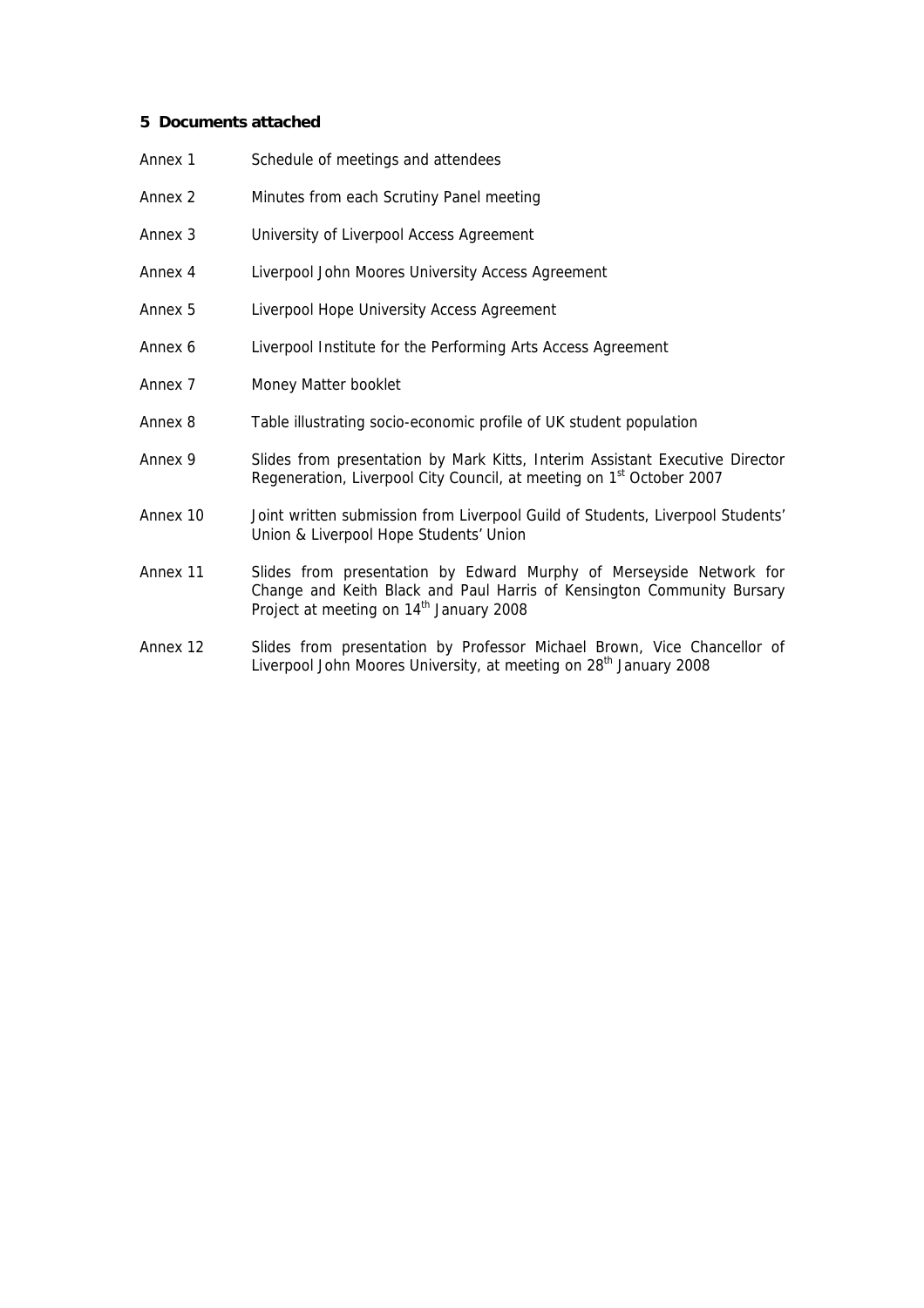## 5 Documents attached

| | |
|---|---|
| Annex 1 | Schedule of meetings and attendees |
| Annex 2 | Minutes from each Scrutiny Panel meeting |
| Annex 3 | University of Liverpool Access Agreement |
| Annex 4 | Liverpool John Moores University Access Agreement |
| Annex 5 | Liverpool Hope University Access Agreement |
| Annex 6 | Liverpool Institute for the Performing Arts Access Agreement |
| Annex 7 | Money Matter booklet |
| Annex 8 | Table illustrating socio-economic profile of UK student population |
| Annex 9 | Slides from presentation by Mark Kitts, Interim Assistant Executive Director Regeneration, Liverpool City Council, at meeting on 1st October 2007 |
| Annex 10 | Joint written submission from Liverpool Guild of Students, Liverpool Students' Union & Liverpool Hope Students' Union |
| Annex 11 | Slides from presentation by Edward Murphy of Merseyside Network for Change and Keith Black and Paul Harris of Kensington Community Bursary Project at meeting on 14th January 2008 |
| Annex 12 | Slides from presentation by Professor Michael Brown, Vice Chancellor of Liverpool John Moores University, at meeting on 28th January 2008 |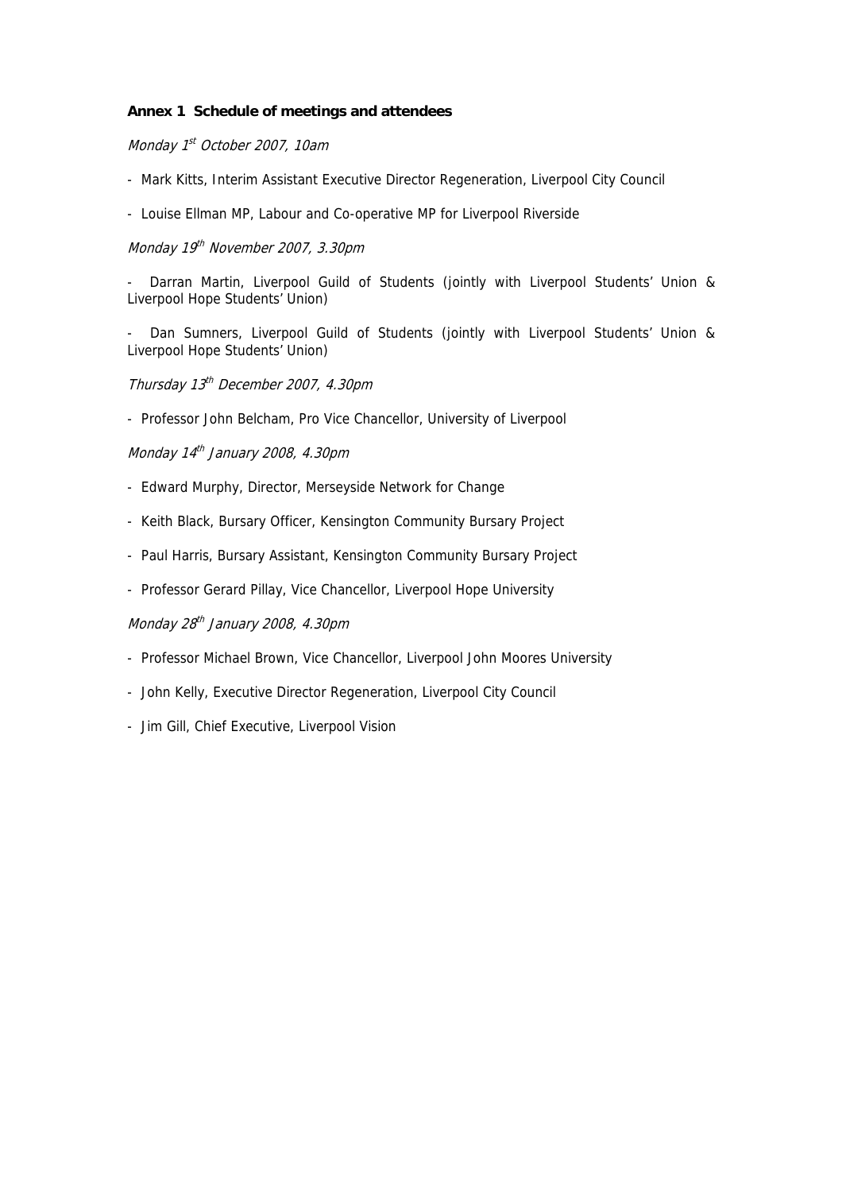**Annex 1 Schedule of meetings and attendees**

*Monday 1st October 2007, 10am*

- Mark Kitts, Interim Assistant Executive Director Regeneration, Liverpool City Council
- Louise Ellman MP, Labour and Co-operative MP for Liverpool Riverside

*Monday 19th November 2007, 3.30pm*

- Darran Martin, Liverpool Guild of Students (jointly with Liverpool Students' Union & Liverpool Hope Students' Union)
- Dan Sumners, Liverpool Guild of Students (jointly with Liverpool Students' Union & Liverpool Hope Students' Union)

*Thursday 13th December 2007, 4.30pm*

- Professor John Belcham, Pro Vice Chancellor, University of Liverpool

*Monday 14th January 2008, 4.30pm*

- Edward Murphy, Director, Merseyside Network for Change
- Keith Black, Bursary Officer, Kensington Community Bursary Project
- Paul Harris, Bursary Assistant, Kensington Community Bursary Project
- Professor Gerard Pillay, Vice Chancellor, Liverpool Hope University

*Monday 28th January 2008, 4.30pm*

- Professor Michael Brown, Vice Chancellor, Liverpool John Moores University
- John Kelly, Executive Director Regeneration, Liverpool City Council
- Jim Gill, Chief Executive, Liverpool Vision